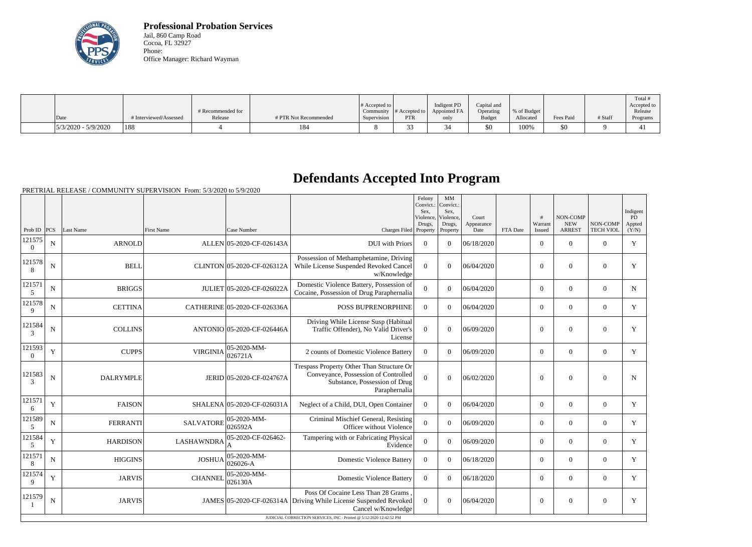**Professional Probation Services**
Jail, 860 Camp Road
Cocoa, FL 32927
Phone:
Office Manager: Richard Wayman

| Date | # Interviewed/Assessed | # Recommended for Release | # PTR Not Recommended | # Accepted to Community Supervision | # Accepted to PTR | Indigent PD Appointed FA only | Capital and Operating Budget | % of Budget Allocated | Fees Paid | # Staff | Total # Accepted to Release Programs |
|---|---|---|---|---|---|---|---|---|---|---|---|
| 5/3/2020 - 5/9/2020 | 188 | 4 | 184 | 8 | 33 | 34 | $0 | 100% | $0 | 9 | 41 |

# Defendants Accepted Into Program

PRETRIAL RELEASE / COMMUNITY SUPERVISION From: 5/3/2020 to 5/9/2020

| Prob ID | PCS | Last Name | First Name | Case Number | Charges Filed | Felony Convict.: Sex, Violence, Drugs, Property | MM Convict.: Sex, Violence, Drugs, Property | Court Appearance Date | FTA Date | # Warrant Issued | NON-COMP NEW ARREST | NON-COMP TECH VIOL | Indigent PD Appted (Y/N) |
|---|---|---|---|---|---|---|---|---|---|---|---|---|---|
| 1215750 | N | ARNOLD | ALLEN | 05-2020-CF-026143A | DUI with Priors | 0 | 0 | 06/18/2020 | | 0 | 0 | 0 | Y |
| 1215788 | N | BELL | CLINTON | 05-2020-CF-026312A | Possession of Methamphetamine, Driving While License Suspended Revoked Cancel w/Knowledge | 0 | 0 | 06/04/2020 | | 0 | 0 | 0 | Y |
| 1215715 | N | BRIGGS | JULIET | 05-2020-CF-026022A | Domestic Violence Battery, Possession of Cocaine, Possession of Drug Paraphernalia | 0 | 0 | 06/04/2020 | | 0 | 0 | 0 | N |
| 1215789 | N | CETTINA | CATHERINE | 05-2020-CF-026336A | POSS BUPRENORPHINE | 0 | 0 | 06/04/2020 | | 0 | 0 | 0 | Y |
| 1215843 | N | COLLINS | ANTONIO | 05-2020-CF-026446A | Driving While License Susp (Habitual Traffic Offender), No Valid Driver's License | 0 | 0 | 06/09/2020 | | 0 | 0 | 0 | Y |
| 1215930 | Y | CUPPS | VIRGINIA | 05-2020-MM-026721A | 2 counts of Domestic Violence Battery | 0 | 0 | 06/09/2020 | | 0 | 0 | 0 | Y |
| 1215833 | N | DALRYMPLE | JERID | 05-2020-CF-024767A | Trespass Property Other Than Structure Or Conveyance, Possession of Controlled Substance, Possession of Drug Paraphernalia | 0 | 0 | 06/02/2020 | | 0 | 0 | 0 | N |
| 1215716 | Y | FAISON | SHALENA | 05-2020-CF-026031A | Neglect of a Child, DUI, Open Container | 0 | 0 | 06/04/2020 | | 0 | 0 | 0 | Y |
| 1215895 | N | FERRANTI | SALVATORE | 05-2020-MM-026592A | Criminal Mischief General, Resisting Officer without Violence | 0 | 0 | 06/09/2020 | | 0 | 0 | 0 | Y |
| 1215845 | Y | HARDISON | LASHAWNDRA | 05-2020-CF-026462-A | Tampering with or Fabricating Physical Evidence | 0 | 0 | 06/09/2020 | | 0 | 0 | 0 | Y |
| 1215718 | N | HIGGINS | JOSHUA | 05-2020-MM-026026-A | Domestic Violence Battery | 0 | 0 | 06/18/2020 | | 0 | 0 | 0 | Y |
| 1215749 | Y | JARVIS | CHANNEL | 05-2020-MM-026130A | Domestic Violence Battery | 0 | 0 | 06/18/2020 | | 0 | 0 | 0 | Y |
| 1215791 | N | JARVIS | JAMES | 05-2020-CF-026314A | Poss Of Cocaine Less Than 28 Grams , Driving While License Suspended Revoked Cancel w/Knowledge | 0 | 0 | 06/04/2020 | | 0 | 0 | 0 | Y |

JUDICIAL CORRECTION SERVICES, INC - Printed @ 5/12/2020 12:42:52 PM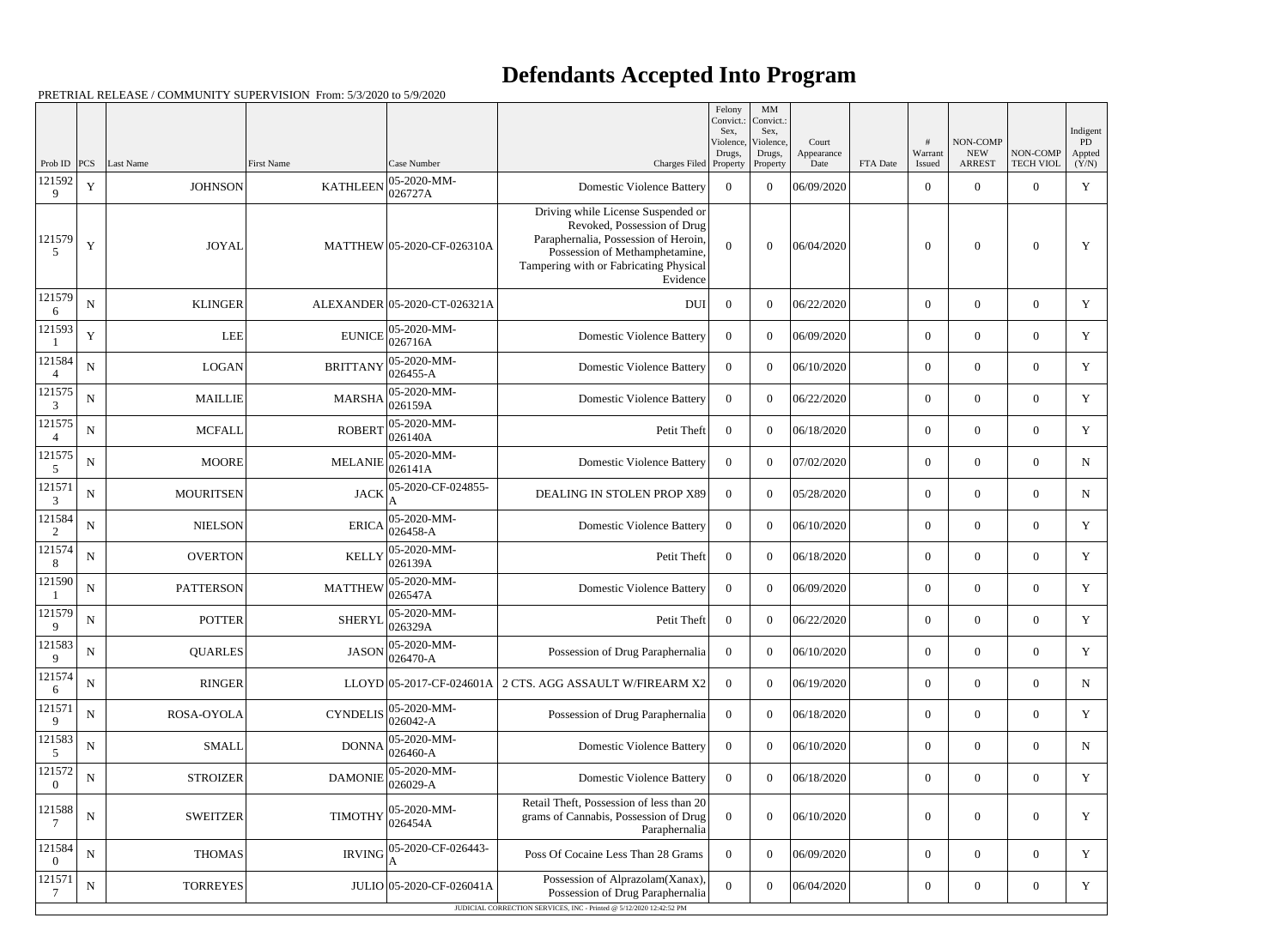# Defendants Accepted Into Program

PRETRIAL RELEASE / COMMUNITY SUPERVISION From: 5/3/2020 to 5/9/2020

| Prob ID | PCS | Last Name | First Name | Case Number | Charges Filed | Felony Convict.: Sex, Violence, Drugs, Property | MM Convict.: Sex, Violence, Drugs, Property | Court Appearance Date | FTA Date | # Warrant Issued | NON-COMP NEW ARREST | NON-COMP TECH VIOL | Indigent PD Appted (Y/N) |
|---|---|---|---|---|---|---|---|---|---|---|---|---|---|
| 1215929 | Y | JOHNSON | KATHLEEN | 05-2020-MM-026727A | Domestic Violence Battery | 0 | 0 | 06/09/2020 | | 0 | 0 | 0 | Y |
| 1215795 | Y | JOYAL | MATTHEW | 05-2020-CF-026310A | Driving while License Suspended or Revoked, Possession of Drug Paraphernalia, Possession of Heroin, Possession of Methamphetamine, Tampering with or Fabricating Physical Evidence | 0 | 0 | 06/04/2020 | | 0 | 0 | 0 | Y |
| 1215796 | N | KLINGER | ALEXANDER | 05-2020-CT-026321A | DUI | 0 | 0 | 06/22/2020 | | 0 | 0 | 0 | Y |
| 1215931 | Y | LEE | EUNICE | 05-2020-MM-026716A | Domestic Violence Battery | 0 | 0 | 06/09/2020 | | 0 | 0 | 0 | Y |
| 1215844 | N | LOGAN | BRITTANY | 05-2020-MM-026455-A | Domestic Violence Battery | 0 | 0 | 06/10/2020 | | 0 | 0 | 0 | Y |
| 1215753 | N | MAILLIE | MARSHA | 05-2020-MM-026159A | Domestic Violence Battery | 0 | 0 | 06/22/2020 | | 0 | 0 | 0 | Y |
| 1215754 | N | MCFALL | ROBERT | 05-2020-MM-026140A | Petit Theft | 0 | 0 | 06/18/2020 | | 0 | 0 | 0 | Y |
| 1215755 | N | MOORE | MELANIE | 05-2020-MM-026141A | Domestic Violence Battery | 0 | 0 | 07/02/2020 | | 0 | 0 | 0 | N |
| 1215713 | N | MOURITSEN | JACK | 05-2020-CF-024855-A | DEALING IN STOLEN PROP X89 | 0 | 0 | 05/28/2020 | | 0 | 0 | 0 | N |
| 1215842 | N | NIELSON | ERICA | 05-2020-MM-026458-A | Domestic Violence Battery | 0 | 0 | 06/10/2020 | | 0 | 0 | 0 | Y |
| 1215748 | N | OVERTON | KELLY | 05-2020-MM-026139A | Petit Theft | 0 | 0 | 06/18/2020 | | 0 | 0 | 0 | Y |
| 1215901 | N | PATTERSON | MATTHEW | 05-2020-MM-026547A | Domestic Violence Battery | 0 | 0 | 06/09/2020 | | 0 | 0 | 0 | Y |
| 1215799 | N | POTTER | SHERYL | 05-2020-MM-026329A | Petit Theft | 0 | 0 | 06/22/2020 | | 0 | 0 | 0 | Y |
| 1215839 | N | QUARLES | JASON | 05-2020-MM-026470-A | Possession of Drug Paraphernalia | 0 | 0 | 06/10/2020 | | 0 | 0 | 0 | Y |
| 1215746 | N | RINGER | LLOYD | 05-2017-CF-024601A | 2 CTS. AGG ASSAULT W/FIREARM X2 | 0 | 0 | 06/19/2020 | | 0 | 0 | 0 | N |
| 1215719 | N | ROSA-OYOLA | CYNDELIS | 05-2020-MM-026042-A | Possession of Drug Paraphernalia | 0 | 0 | 06/18/2020 | | 0 | 0 | 0 | Y |
| 1215835 | N | SMALL | DONNA | 05-2020-MM-026460-A | Domestic Violence Battery | 0 | 0 | 06/10/2020 | | 0 | 0 | 0 | N |
| 1215720 | N | STROIZER | DAMONIE | 05-2020-MM-026029-A | Domestic Violence Battery | 0 | 0 | 06/18/2020 | | 0 | 0 | 0 | Y |
| 1215887 | N | SWEITZER | TIMOTHY | 05-2020-MM-026454A | Retail Theft, Possession of less than 20 grams of Cannabis, Possession of Drug Paraphernalia | 0 | 0 | 06/10/2020 | | 0 | 0 | 0 | Y |
| 1215840 | N | THOMAS | IRVING | 05-2020-CF-026443-A | Poss Of Cocaine Less Than 28 Grams | 0 | 0 | 06/09/2020 | | 0 | 0 | 0 | Y |
| 1215717 | N | TORREYES | JULIO | 05-2020-CF-026041A | Possession of Alprazolam(Xanax), Possession of Drug Paraphernalia | 0 | 0 | 06/04/2020 | | 0 | 0 | 0 | Y |

JUDICIAL CORRECTION SERVICES, INC - Printed @ 5/12/2020 12:42:52 PM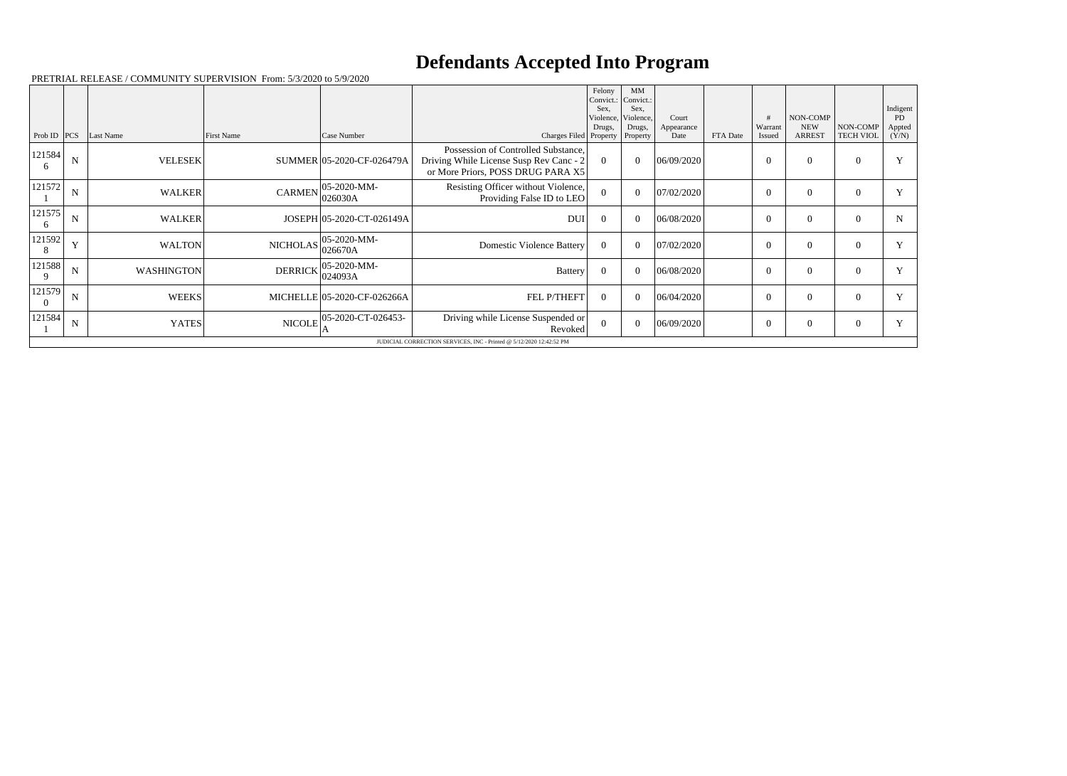# Defendants Accepted Into Program

PRETRIAL RELEASE / COMMUNITY SUPERVISION From: 5/3/2020 to 5/9/2020

| Prob ID | PCS | Last Name | First Name | Case Number | Charges Filed | Felony Convict.: Sex, Violence, Drugs, Property | MM Convict.: Sex, Violence, Drugs, Property | Court Appearance Date | FTA Date | # Warrant Issued | NON-COMP NEW ARREST | NON-COMP TECH VIOL | Indigent PD Appted (Y/N) |
|---|---|---|---|---|---|---|---|---|---|---|---|---|---|
| 1215846 | N | VELESEK | SUMMER | 05-2020-CF-026479A | Possession of Controlled Substance, Driving While License Susp Rev Canc - 2 or More Priors, POSS DRUG PARA X5 | 0 | 0 | 06/09/2020 | | 0 | 0 | 0 | Y |
| 1215721 | N | WALKER | CARMEN | 05-2020-MM-026030A | Resisting Officer without Violence, Providing False ID to LEO | 0 | 0 | 07/02/2020 | | 0 | 0 | 0 | Y |
| 1215756 | N | WALKER | JOSEPH | 05-2020-CT-026149A | DUI | 0 | 0 | 06/08/2020 | | 0 | 0 | 0 | N |
| 1215928 | Y | WALTON | NICHOLAS | 05-2020-MM-026670A | Domestic Violence Battery | 0 | 0 | 07/02/2020 | | 0 | 0 | 0 | Y |
| 1215889 | N | WASHINGTON | DERRICK | 05-2020-MM-024093A | Battery | 0 | 0 | 06/08/2020 | | 0 | 0 | 0 | Y |
| 1215790 | N | WEEKS | MICHELLE | 05-2020-CF-026266A | FEL P/THEFT | 0 | 0 | 06/04/2020 | | 0 | 0 | 0 | Y |
| 1215841 | N | YATES | NICOLE | 05-2020-CT-026453-A | Driving while License Suspended or Revoked | 0 | 0 | 06/09/2020 | | 0 | 0 | 0 | Y |

JUDICIAL CORRECTION SERVICES, INC - Printed @ 5/12/2020 12:42:52 PM